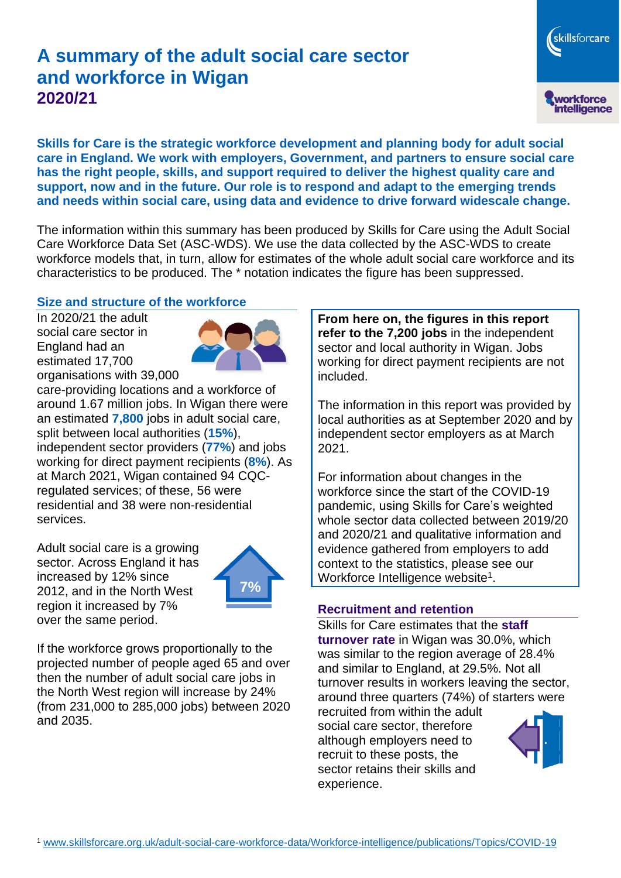# A summary of the adult social care sector and workforce in Wigan
## 2020/21

**Skills for Care is the strategic workforce development and planning body for adult social care in England. We work with employers, Government, and partners to ensure social care has the right people, skills, and support required to deliver the highest quality care and support, now and in the future. Our role is to respond and adapt to the emerging trends and needs within social care, using data and evidence to drive forward widescale change.**

The information within this summary has been produced by Skills for Care using the Adult Social Care Workforce Data Set (ASC-WDS). We use the data collected by the ASC-WDS to create workforce models that, in turn, allow for estimates of the whole adult social care workforce and its characteristics to be produced. The * notation indicates the figure has been suppressed.

### Size and structure of the workforce

In 2020/21 the adult social care sector in England had an estimated 17,700 organisations with 39,000 care-providing locations and a workforce of around 1.67 million jobs. In Wigan there were an estimated **7,800** jobs in adult social care, split between local authorities (**15%**), independent sector providers (**77%**) and jobs working for direct payment recipients (**8%**). As at March 2021, Wigan contained 94 CQC-regulated services; of these, 56 were residential and 38 were non-residential services.

Adult social care is a growing sector. Across England it has increased by 12% since 2012, and in the North West region it increased by 7% over the same period.

7%

If the workforce grows proportionally to the projected number of people aged 65 and over then the number of adult social care jobs in the North West region will increase by 24% (from 231,000 to 285,000 jobs) between 2020 and 2035.

**From here on, the figures in this report refer to the 7,200 jobs** in the independent sector and local authority in Wigan. Jobs working for direct payment recipients are not included.

The information in this report was provided by local authorities as at September 2020 and by independent sector employers as at March 2021.

For information about changes in the workforce since the start of the COVID-19 pandemic, using Skills for Care's weighted whole sector data collected between 2019/20 and 2020/21 and qualitative information and evidence gathered from employers to add context to the statistics, please see our Workforce Intelligence website[1].

### Recruitment and retention

Skills for Care estimates that the **staff turnover rate** in Wigan was 30.0%, which was similar to the region average of 28.4% and similar to England, at 29.5%. Not all turnover results in workers leaving the sector, around three quarters (74%) of starters were recruited from within the adult social care sector, therefore although employers need to recruit to these posts, the sector retains their skills and experience.

[1] www.skillsforcare.org.uk/adult-social-care-workforce-data/Workforce-intelligence/publications/Topics/COVID-19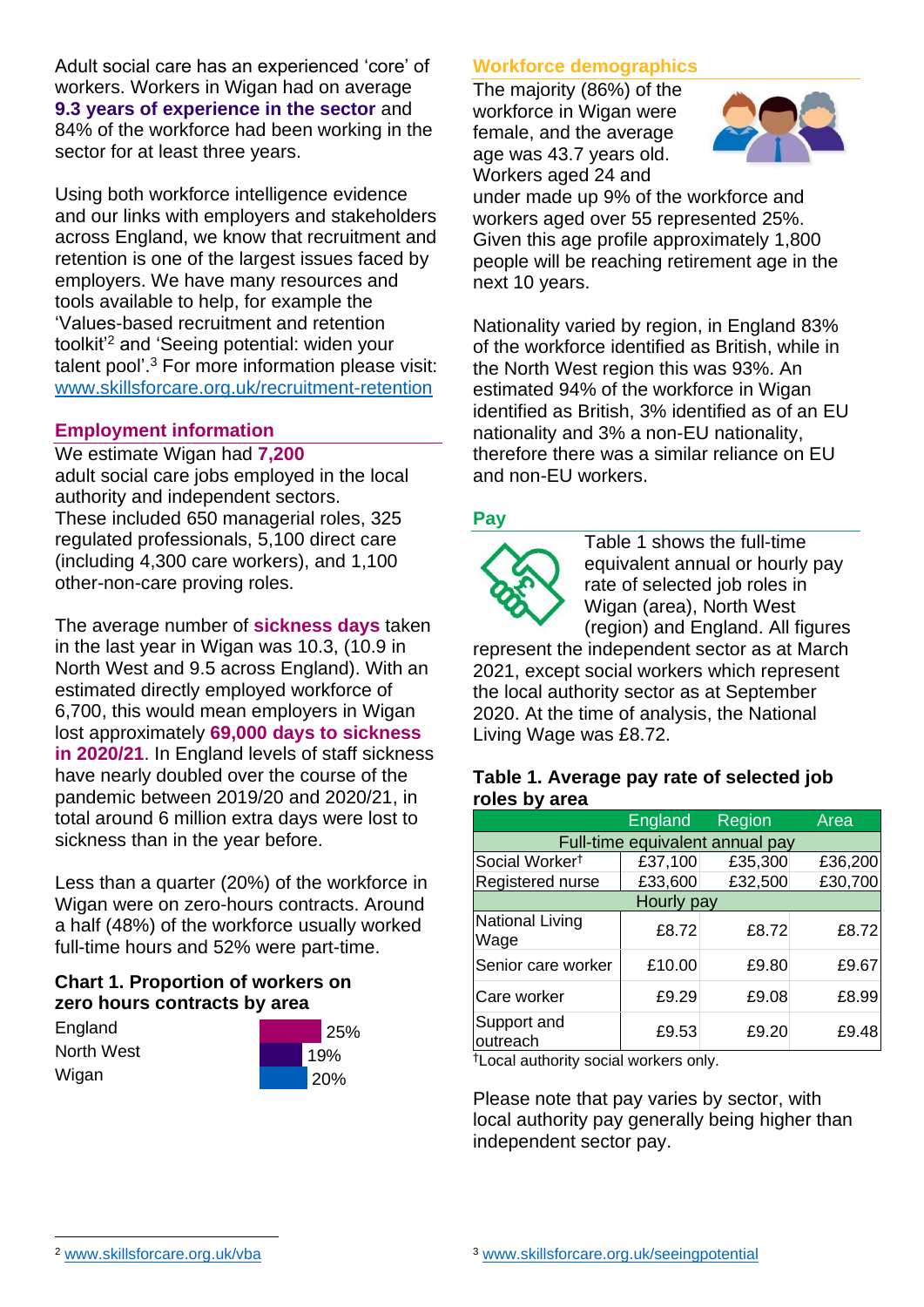Adult social care has an experienced 'core' of workers. Workers in Wigan had on average **9.3 years of experience in the sector** and 84% of the workforce had been working in the sector for at least three years.

Using both workforce intelligence evidence and our links with employers and stakeholders across England, we know that recruitment and retention is one of the largest issues faced by employers. We have many resources and tools available to help, for example the 'Values-based recruitment and retention toolkit'[2] and 'Seeing potential: widen your talent pool'.[3] For more information please visit: www.skillsforcare.org.uk/recruitment-retention

## Employment information

We estimate Wigan had **7,200** adult social care jobs employed in the local authority and independent sectors. These included 650 managerial roles, 325 regulated professionals, 5,100 direct care (including 4,300 care workers), and 1,100 other-non-care proving roles.

The average number of **sickness days** taken in the last year in Wigan was 10.3, (10.9 in North West and 9.5 across England). With an estimated directly employed workforce of 6,700, this would mean employers in Wigan lost approximately **69,000 days to sickness in 2020/21**. In England levels of staff sickness have nearly doubled over the course of the pandemic between 2019/20 and 2020/21, in total around 6 million extra days were lost to sickness than in the year before.

Less than a quarter (20%) of the workforce in Wigan were on zero-hours contracts. Around a half (48%) of the workforce usually worked full-time hours and 52% were part-time.

**Chart 1. Proportion of workers on zero hours contracts by area**

| Area | Proportion |
|---|---|
| England | 25% |
| North West | 19% |
| Wigan | 20% |

## Workforce demographics

The majority (86%) of the workforce in Wigan were female, and the average age was 43.7 years old. Workers aged 24 and under made up 9% of the workforce and workers aged over 55 represented 25%. Given this age profile approximately 1,800 people will be reaching retirement age in the next 10 years.

Nationality varied by region, in England 83% of the workforce identified as British, while in the North West region this was 93%. An estimated 94% of the workforce in Wigan identified as British, 3% identified as of an EU nationality and 3% a non-EU nationality, therefore there was a similar reliance on EU and non-EU workers.

## Pay

Table 1 shows the full-time equivalent annual or hourly pay rate of selected job roles in Wigan (area), North West (region) and England. All figures represent the independent sector as at March 2021, except social workers which represent the local authority sector as at September 2020. At the time of analysis, the National Living Wage was £8.72.

**Table 1. Average pay rate of selected job roles by area**

| | England | Region | Area |
|---|---|---|---|
| Full-time equivalent annual pay | | | |
| Social Worker† | £37,100 | £35,300 | £36,200 |
| Registered nurse | £33,600 | £32,500 | £30,700 |
| Hourly pay | | | |
| National Living Wage | £8.72 | £8.72 | £8.72 |
| Senior care worker | £10.00 | £9.80 | £9.67 |
| Care worker | £9.29 | £9.08 | £8.99 |
| Support and outreach | £9.53 | £9.20 | £9.48 |

†Local authority social workers only.

Please note that pay varies by sector, with local authority pay generally being higher than independent sector pay.

[2] www.skillsforcare.org.uk/vba

[3] www.skillsforcare.org.uk/seeingpotential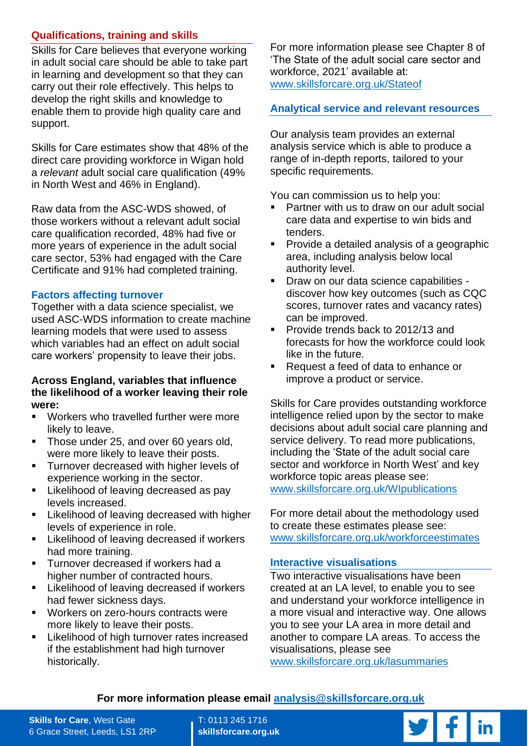## Qualifications, training and skills

Skills for Care believes that everyone working in adult social care should be able to take part in learning and development so that they can carry out their role effectively. This helps to develop the right skills and knowledge to enable them to provide high quality care and support.

Skills for Care estimates show that 48% of the direct care providing workforce in Wigan hold a *relevant* adult social care qualification (49% in North West and 46% in England).

Raw data from the ASC-WDS showed, of those workers without a relevant adult social care qualification recorded, 48% had five or more years of experience in the adult social care sector, 53% had engaged with the Care Certificate and 91% had completed training.

## Factors affecting turnover

Together with a data science specialist, we used ASC-WDS information to create machine learning models that were used to assess which variables had an effect on adult social care workers' propensity to leave their jobs.

**Across England, variables that influence the likelihood of a worker leaving their role were:**

- Workers who travelled further were more likely to leave.
- Those under 25, and over 60 years old, were more likely to leave their posts.
- Turnover decreased with higher levels of experience working in the sector.
- Likelihood of leaving decreased as pay levels increased.
- Likelihood of leaving decreased with higher levels of experience in role.
- Likelihood of leaving decreased if workers had more training.
- Turnover decreased if workers had a higher number of contracted hours.
- Likelihood of leaving decreased if workers had fewer sickness days.
- Workers on zero-hours contracts were more likely to leave their posts.
- Likelihood of high turnover rates increased if the establishment had high turnover historically.

For more information please see Chapter 8 of 'The State of the adult social care sector and workforce, 2021' available at: www.skillsforcare.org.uk/Stateof

## Analytical service and relevant resources

Our analysis team provides an external analysis service which is able to produce a range of in-depth reports, tailored to your specific requirements.

You can commission us to help you:

- Partner with us to draw on our adult social care data and expertise to win bids and tenders.
- Provide a detailed analysis of a geographic area, including analysis below local authority level.
- Draw on our data science capabilities - discover how key outcomes (such as CQC scores, turnover rates and vacancy rates) can be improved.
- Provide trends back to 2012/13 and forecasts for how the workforce could look like in the future.
- Request a feed of data to enhance or improve a product or service.

Skills for Care provides outstanding workforce intelligence relied upon by the sector to make decisions about adult social care planning and service delivery. To read more publications, including the 'State of the adult social care sector and workforce in North West' and key workforce topic areas please see: www.skillsforcare.org.uk/WIpublications

For more detail about the methodology used to create these estimates please see: www.skillsforcare.org.uk/workforceestimates

## Interactive visualisations

Two interactive visualisations have been created at an LA level, to enable you to see and understand your workforce intelligence in a more visual and interactive way. One allows you to see your LA area in more detail and another to compare LA areas. To access the visualisations, please see www.skillsforcare.org.uk/lasummaries

**For more information please email analysis@skillsforcare.org.uk**

**Skills for Care**, West Gate
6 Grace Street, Leeds, LS1 2RP

T: 0113 245 1716
**skillsforcare.org.uk**